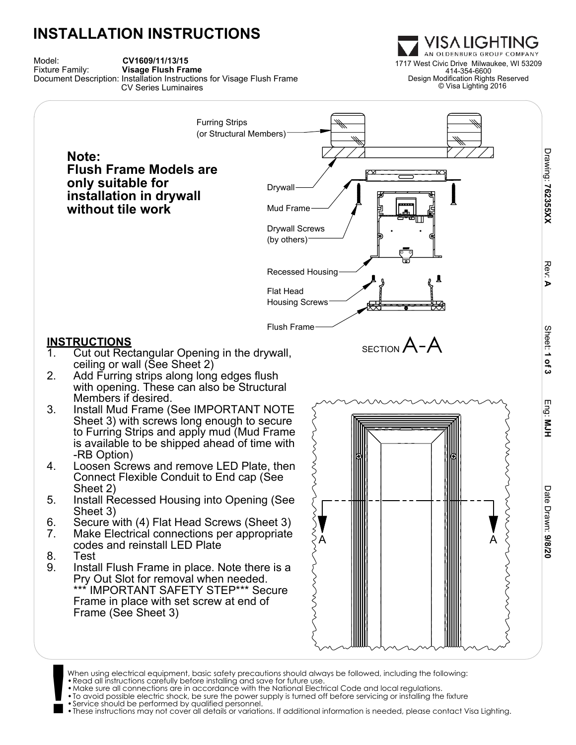# INSTALLATION INSTRUCTIONS

Model: **CV1609/11/13/15**
Fixture Family: **Visage Flush Frame**
Document Description: Installation Instructions for Visage Flush Frame CV Series Luminaires

VISA LIGHTING
AN OLDENBURG GROUP COMPANY
1717 West Civic Drive Milwaukee, WI 53209
414-354-6600
Design Modification Rights Reserved
© Visa Lighting 2016

Drawing: **76235XX** Rev: **A** Sheet: **1 of 3** Eng: **MJH** Date Drawn: **9/8/20**

**Note:**
**Flush Frame Models are only suitable for installation in drywall without tile work**

Furring Strips (or Structural Members)

Drywall

Mud Frame

Drywall Screws (by others)

Recessed Housing

Flat Head Housing Screws

Flush Frame

SECTION A-A

## INSTRUCTIONS

1. Cut out Rectangular Opening in the drywall, ceiling or wall (See Sheet 2)
2. Add Furring strips along long edges flush with opening. These can also be Structural Members if desired.
3. Install Mud Frame (See IMPORTANT NOTE Sheet 3) with screws long enough to secure to Furring Strips and apply mud (Mud Frame is available to be shipped ahead of time with -RB Option)
4. Loosen Screws and remove LED Plate, then Connect Flexible Conduit to End cap (See Sheet 2)
5. Install Recessed Housing into Opening (See Sheet 3)
6. Secure with (4) Flat Head Screws (Sheet 3)
7. Make Electrical connections per appropriate codes and reinstall LED Plate
8. Test
9. Install Flush Frame in place. Note there is a Pry Out Slot for removal when needed. *** IMPORTANT SAFETY STEP*** Secure Frame in place with set screw at end of Frame (See Sheet 3)

When using electrical equipment, basic safety precautions should always be followed, including the following:

- Read all instructions carefully before installing and save for future use.
- Make sure all connections are in accordance with the National Electrical Code and local regulations.
- To avoid possible electric shock, be sure the power supply is turned off before servicing or installing the fixture
- Service should be performed by qualified personnel.
- These instructions may not cover all details or variations. If additional information is needed, please contact Visa Lighting.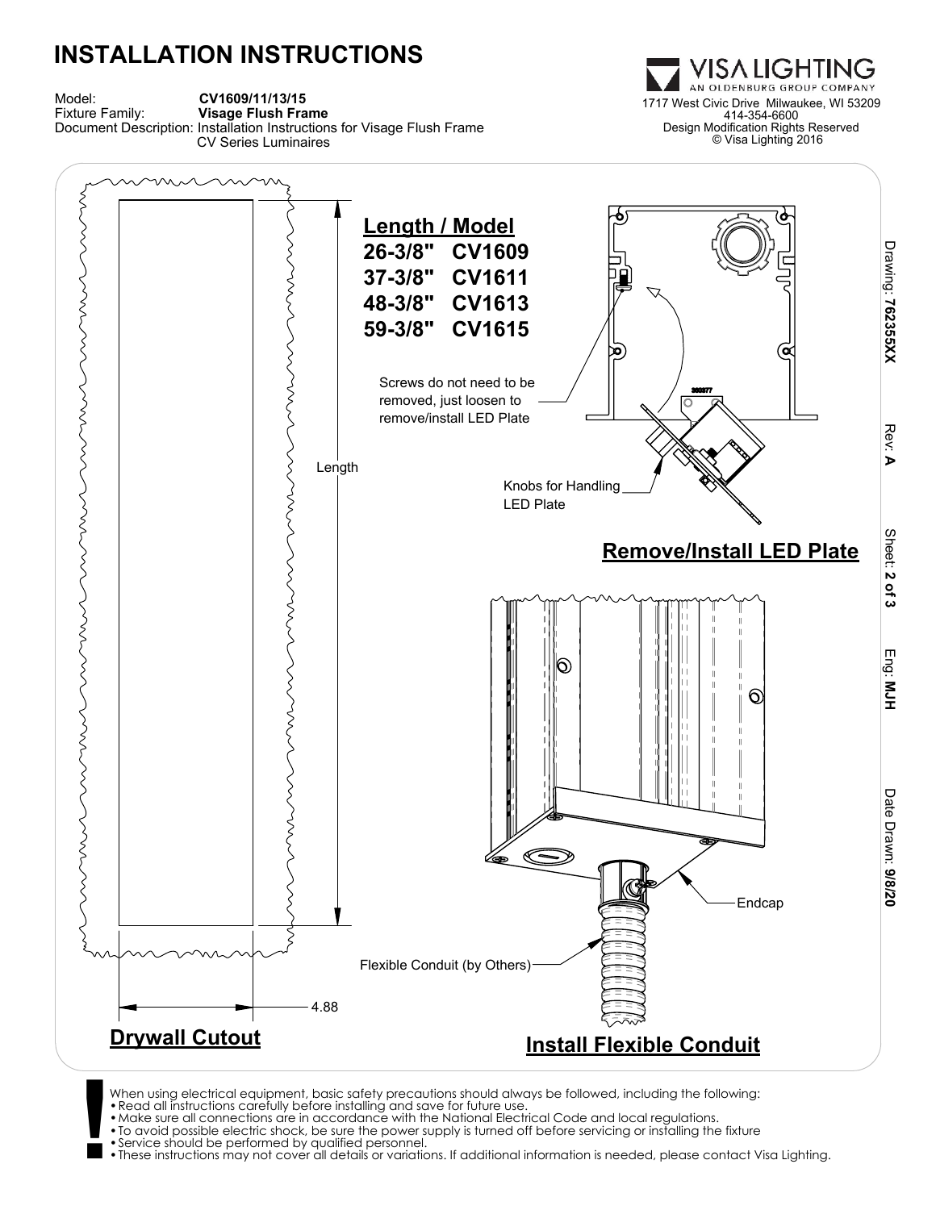# INSTALLATION INSTRUCTIONS

Model: **CV1609/11/13/15**
Fixture Family: **Visage Flush Frame**
Document Description: Installation Instructions for Visage Flush Frame CV Series Luminaires

VISA LIGHTING
AN OLDENBURG GROUP COMPANY
1717 West Civic Drive Milwaukee, WI 53209
414-354-6600
Design Modification Rights Reserved
© Visa Lighting 2016

Drawing: **762355XX** Rev: **A** Sheet: **2 of 3** Eng: **MJH** Date Drawn: **9/8/20**

## Length / Model

| Length | Model |
|---|---|
| 26-3/8" | CV1609 |
| 37-3/8" | CV1611 |
| 48-3/8" | CV1613 |
| 59-3/8" | CV1615 |

Length

4.88

## Drywall Cutout

Screws do not need to be removed, just loosen to remove/install LED Plate

Knobs for Handling LED Plate

## Remove/Install LED Plate

Endcap

Flexible Conduit (by Others)

## Install Flexible Conduit

When using electrical equipment, basic safety precautions should always be followed, including the following:

- Read all instructions carefully before installing and save for future use.
- Make sure all connections are in accordance with the National Electrical Code and local regulations.
- To avoid possible electric shock, be sure the power supply is turned off before servicing or installing the fixture
- Service should be performed by qualified personnel.
- These instructions may not cover all details or variations. If additional information is needed, please contact Visa Lighting.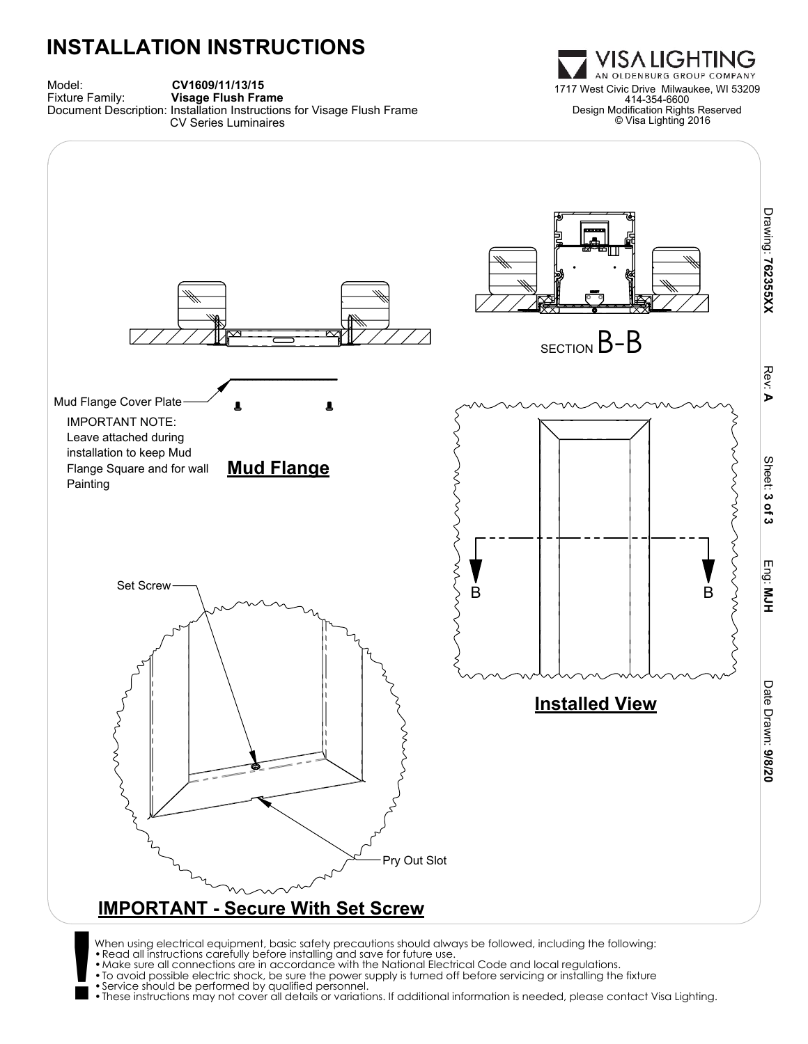# INSTALLATION INSTRUCTIONS

Model: **CV1609/11/13/15**
Fixture Family: **Visage Flush Frame**
Document Description: Installation Instructions for Visage Flush Frame CV Series Luminaires

VISA LIGHTING
AN OLDENBURG GROUP COMPANY
1717 West Civic Drive Milwaukee, WI 53209
414-354-6600
Design Modification Rights Reserved
© Visa Lighting 2016

Drawing: **76235XX** Rev: **A** Sheet: **3 of 3** Eng: **MJH** Date Drawn: **9/8/20**

SECTION B-B

Mud Flange Cover Plate

IMPORTANT NOTE:
Leave attached during installation to keep Mud Flange Square and for wall Painting

**Mud Flange**

B B

**Installed View**

Set Screw

Pry Out Slot

**IMPORTANT - Secure With Set Screw**

When using electrical equipment, basic safety precautions should always be followed, including the following:

- Read all instructions carefully before installing and save for future use.
- Make sure all connections are in accordance with the National Electrical Code and local regulations.
- To avoid possible electric shock, be sure the power supply is turned off before servicing or installing the fixture
- Service should be performed by qualified personnel.
- These instructions may not cover all details or variations. If additional information is needed, please contact Visa Lighting.